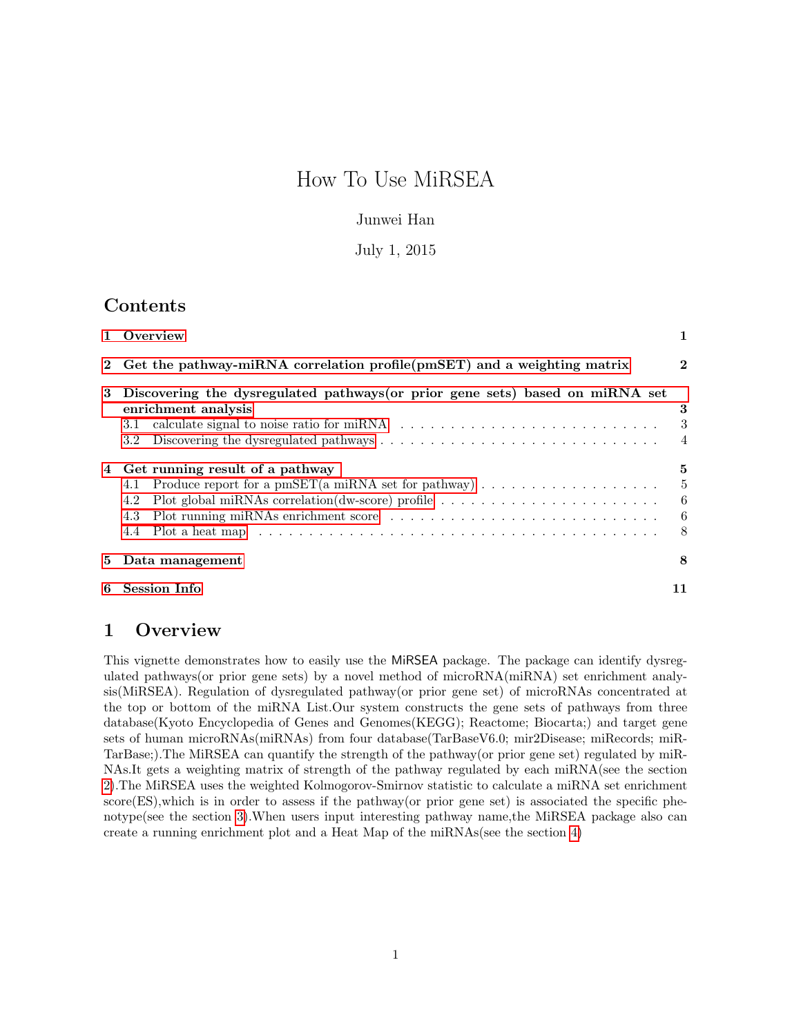# How To Use MiRSEA

Junwei Han

July 1, 2015

## Contents

1 Overview — 1

2 Get the pathway-miRNA correlation profile(pmSET) and a weighting matrix — 2

3 Discovering the dysregulated pathways(or prior gene sets) based on miRNA set enrichment analysis — 3
- 3.1 calculate signal to noise ratio for miRNA — 3
- 3.2 Discovering the dysregulated pathways — 4

4 Get running result of a pathway — 5
- 4.1 Produce report for a pmSET(a miRNA set for pathway) — 5
- 4.2 Plot global miRNAs correlation(dw-score) profile — 6
- 4.3 Plot running miRNAs enrichment score — 6
- 4.4 Plot a heat map — 8

5 Data management — 8

6 Session Info — 11

## 1 Overview

This vignette demonstrates how to easily use the MiRSEA package. The package can identify dysregulated pathways(or prior gene sets) by a novel method of microRNA(miRNA) set enrichment analysis(MiRSEA). Regulation of dysregulated pathway(or prior gene set) of microRNAs concentrated at the top or bottom of the miRNA List.Our system constructs the gene sets of pathways from three database(Kyoto Encyclopedia of Genes and Genomes(KEGG); Reactome; Biocarta;) and target gene sets of human microRNAs(miRNAs) from four database(TarBaseV6.0; mir2Disease; miRecords; miRTarBase;).The MiRSEA can quantify the strength of the pathway(or prior gene set) regulated by miRNAs.It gets a weighting matrix of strength of the pathway regulated by each miRNA(see the section 2).The MiRSEA uses the weighted Kolmogorov-Smirnov statistic to calculate a miRNA set enrichment score(ES),which is in order to assess if the pathway(or prior gene set) is associated the specific phenotype(see the section 3).When users input interesting pathway name,the MiRSEA package also can create a running enrichment plot and a Heat Map of the miRNAs(see the section 4)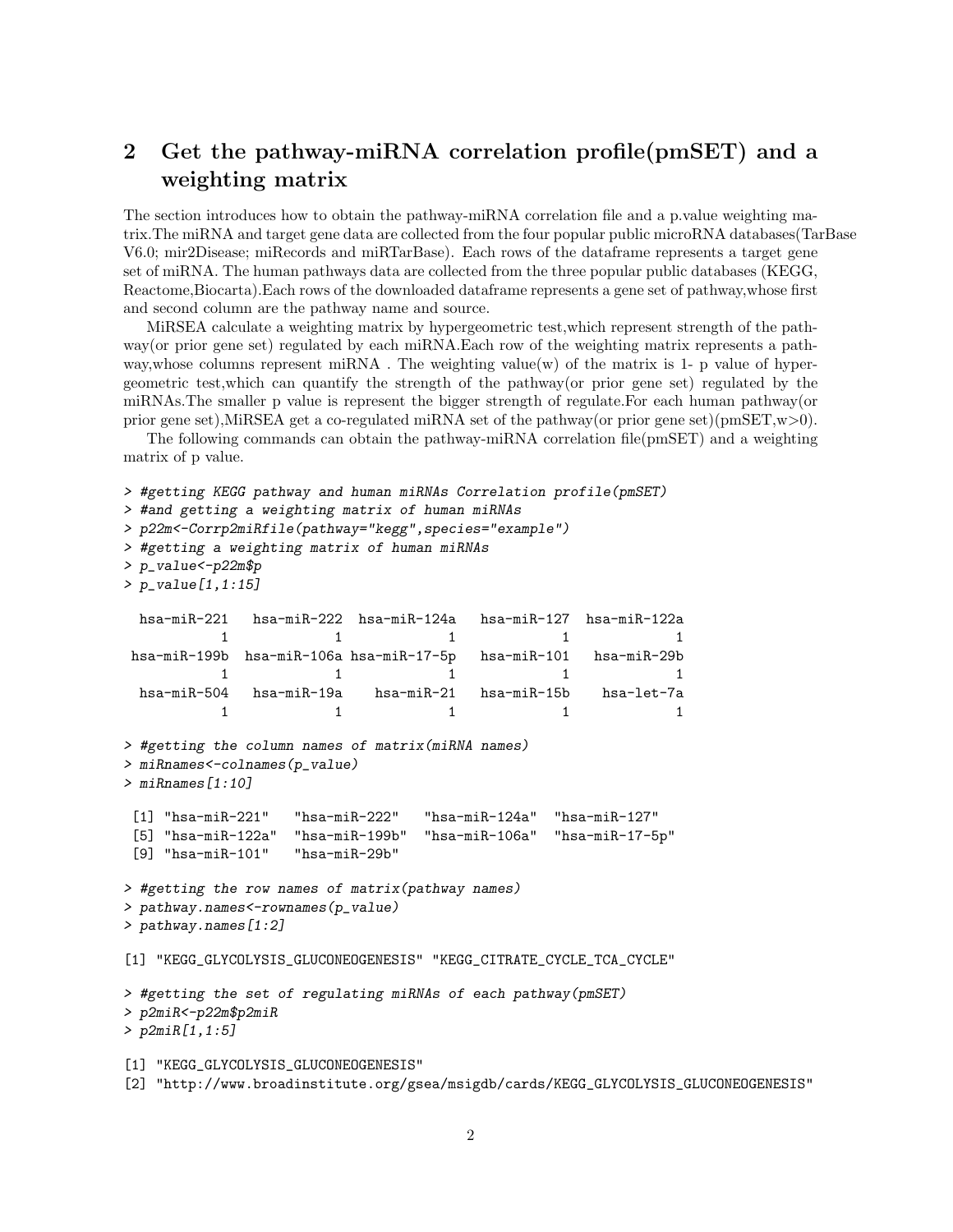## 2 Get the pathway-miRNA correlation profile(pmSET) and a weighting matrix

The section introduces how to obtain the pathway-miRNA correlation file and a p.value weighting matrix.The miRNA and target gene data are collected from the four popular public microRNA databases(TarBase V6.0; mir2Disease; miRecords and miRTarBase). Each rows of the dataframe represents a target gene set of miRNA. The human pathways data are collected from the three popular public databases (KEGG, Reactome,Biocarta).Each rows of the downloaded dataframe represents a gene set of pathway,whose first and second column are the pathway name and source.

MiRSEA calculate a weighting matrix by hypergeometric test,which represent strength of the pathway(or prior gene set) regulated by each miRNA.Each row of the weighting matrix represents a pathway,whose columns represent miRNA . The weighting value(w) of the matrix is 1- p value of hypergeometric test,which can quantify the strength of the pathway(or prior gene set) regulated by the miRNAs.The smaller p value is represent the bigger strength of regulate.For each human pathway(or prior gene set),MiRSEA get a co-regulated miRNA set of the pathway(or prior gene set)(pmSET,w>0).

The following commands can obtain the pathway-miRNA correlation file(pmSET) and a weighting matrix of p value.

```
> #getting KEGG pathway and human miRNAs Correlation profile(pmSET)
> #and getting a weighting matrix of human miRNAs
> p22m<-Corrp2miRfile(pathway="kegg",species="example")
> #getting a weighting matrix of human miRNAs
> p_value<-p22m$p
> p_value[1,1:15]

  hsa-miR-221   hsa-miR-222  hsa-miR-124a   hsa-miR-127  hsa-miR-122a 
            1             1             1             1             1 
 hsa-miR-199b  hsa-miR-106a hsa-miR-17-5p   hsa-miR-101   hsa-miR-29b 
            1             1             1             1             1 
  hsa-miR-504   hsa-miR-19a    hsa-miR-21   hsa-miR-15b    hsa-let-7a 
            1             1             1             1             1 

> #getting the column names of matrix(miRNA names)
> miRnames<-colnames(p_value)
> miRnames[1:10]

 [1] "hsa-miR-221"   "hsa-miR-222"   "hsa-miR-124a"  "hsa-miR-127"  
 [5] "hsa-miR-122a"  "hsa-miR-199b"  "hsa-miR-106a"  "hsa-miR-17-5p"
 [9] "hsa-miR-101"   "hsa-miR-29b"  

> #getting the row names of matrix(pathway names)
> pathway.names<-rownames(p_value)
> pathway.names[1:2]

[1] "KEGG_GLYCOLYSIS_GLUCONEOGENESIS" "KEGG_CITRATE_CYCLE_TCA_CYCLE"   

> #getting the set of regulating miRNAs of each pathway(pmSET)
> p2miR<-p22m$p2miR
> p2miR[1,1:5]

[1] "KEGG_GLYCOLYSIS_GLUCONEOGENESIS"
[2] "http://www.broadinstitute.org/gsea/msigdb/cards/KEGG_GLYCOLYSIS_GLUCONEOGENESIS"
```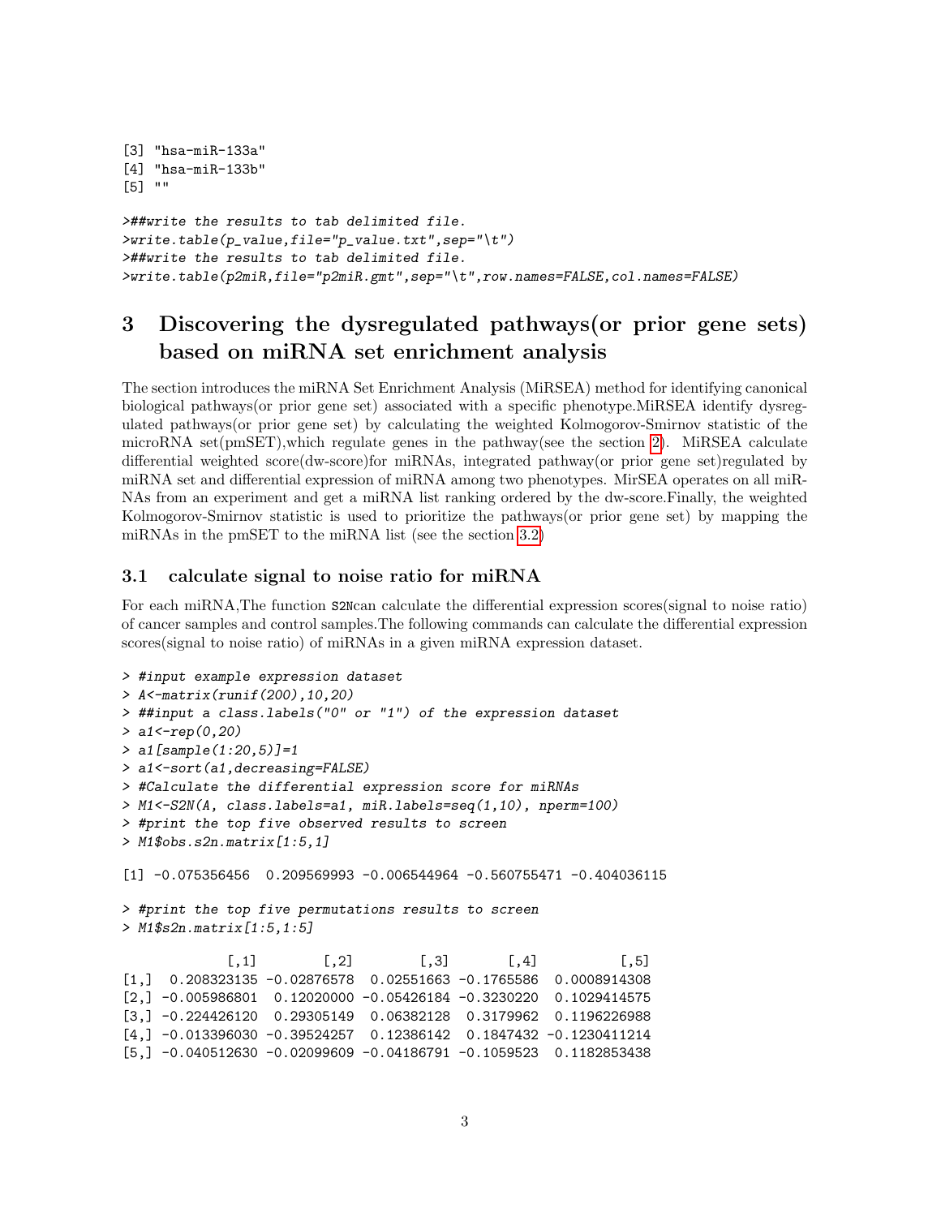```
[3] "hsa-miR-133a"
[4] "hsa-miR-133b"
[5] ""

>##write the results to tab delimited file.
>write.table(p_value,file="p_value.txt",sep="\t")
>##write the results to tab delimited file.
>write.table(p2miR,file="p2miR.gmt",sep="\t",row.names=FALSE,col.names=FALSE)
```

# 3 Discovering the dysregulated pathways(or prior gene sets) based on miRNA set enrichment analysis

The section introduces the miRNA Set Enrichment Analysis (MiRSEA) method for identifying canonical biological pathways(or prior gene set) associated with a specific phenotype.MiRSEA identify dysregulated pathways(or prior gene set) by calculating the weighted Kolmogorov-Smirnov statistic of the microRNA set(pmSET),which regulate genes in the pathway(see the section 2). MiRSEA calculate differential weighted score(dw-score)for miRNAs, integrated pathway(or prior gene set)regulated by miRNA set and differential expression of miRNA among two phenotypes. MirSEA operates on all miRNAs from an experiment and get a miRNA list ranking ordered by the dw-score.Finally, the weighted Kolmogorov-Smirnov statistic is used to prioritize the pathways(or prior gene set) by mapping the miRNAs in the pmSET to the miRNA list (see the section 3.2)

## 3.1 calculate signal to noise ratio for miRNA

For each miRNA,The function `S2N`can calculate the differential expression scores(signal to noise ratio) of cancer samples and control samples.The following commands can calculate the differential expression scores(signal to noise ratio) of miRNAs in a given miRNA expression dataset.

```
> #input example expression dataset
> A<-matrix(runif(200),10,20)
> ##input a class.labels("0" or "1") of the expression dataset
> a1<-rep(0,20)
> a1[sample(1:20,5)]=1
> a1<-sort(a1,decreasing=FALSE)
> #Calculate the differential expression score for miRNAs
> M1<-S2N(A, class.labels=a1, miR.labels=seq(1,10), nperm=100)
> #print the top five observed results to screen
> M1$obs.s2n.matrix[1:5,1]

[1] -0.075356456  0.209569993 -0.006544964 -0.560755471 -0.404036115

> #print the top five permutations results to screen
> M1$s2n.matrix[1:5,1:5]

             [,1]        [,2]        [,3]       [,4]          [,5]
[1,]  0.208323135 -0.02876578  0.02551663 -0.1765586  0.0008914308
[2,] -0.005986801  0.12020000 -0.05426184 -0.3230220  0.1029414575
[3,] -0.224426120  0.29305149  0.06382128  0.3179962  0.1196226988
[4,] -0.013396030 -0.39524257  0.12386142  0.1847432 -0.1230411214
[5,] -0.040512630 -0.02099609 -0.04186791 -0.1059523  0.1182853438
```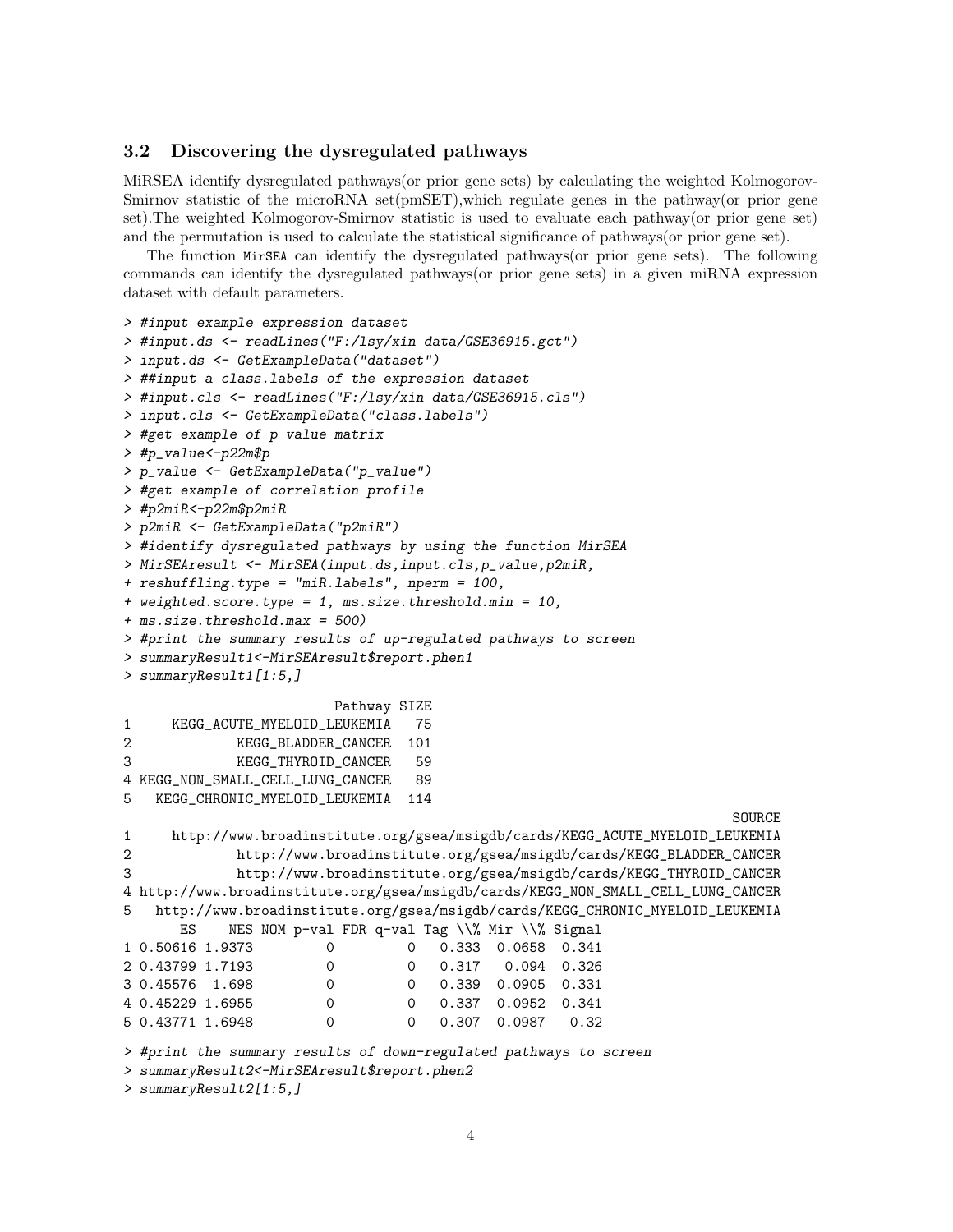### 3.2 Discovering the dysregulated pathways

MiRSEA identify dysregulated pathways(or prior gene sets) by calculating the weighted Kolmogorov-Smirnov statistic of the microRNA set(pmSET),which regulate genes in the pathway(or prior gene set).The weighted Kolmogorov-Smirnov statistic is used to evaluate each pathway(or prior gene set) and the permutation is used to calculate the statistical significance of pathways(or prior gene set).

The function `MirSEA` can identify the dysregulated pathways(or prior gene sets). The following commands can identify the dysregulated pathways(or prior gene sets) in a given miRNA expression dataset with default parameters.

```
> #input example expression dataset
> #input.ds <- readLines("F:/lsy/xin data/GSE36915.gct")
> input.ds <- GetExampleData("dataset")
> ##input a class.labels of the expression dataset
> #input.cls <- readLines("F:/lsy/xin data/GSE36915.cls")
> input.cls <- GetExampleData("class.labels")
> #get example of p value matrix
> #p_value<-p22m$p
> p_value <- GetExampleData("p_value")
> #get example of correlation profile
> #p2miR<-p22m$p2miR
> p2miR <- GetExampleData("p2miR")
> #identify dysregulated pathways by using the function MirSEA
> MirSEAresult <- MirSEA(input.ds,input.cls,p_value,p2miR,
+ reshuffling.type = "miR.labels", nperm = 100,
+ weighted.score.type = 1, ms.size.threshold.min = 10,
+ ms.size.threshold.max = 500)
> #print the summary results of up-regulated pathways to screen
> summaryResult1<-MirSEAresult$report.phen1
> summaryResult1[1:5,]
```

```
                         Pathway SIZE
1     KEGG_ACUTE_MYELOID_LEUKEMIA   75
2            KEGG_BLADDER_CANCER  101
3            KEGG_THYROID_CANCER   59
4 KEGG_NON_SMALL_CELL_LUNG_CANCER   89
5   KEGG_CHRONIC_MYELOID_LEUKEMIA  114
                                                                          SOURCE
1     http://www.broadinstitute.org/gsea/msigdb/cards/KEGG_ACUTE_MYELOID_LEUKEMIA
2            http://www.broadinstitute.org/gsea/msigdb/cards/KEGG_BLADDER_CANCER
3            http://www.broadinstitute.org/gsea/msigdb/cards/KEGG_THYROID_CANCER
4 http://www.broadinstitute.org/gsea/msigdb/cards/KEGG_NON_SMALL_CELL_LUNG_CANCER
5   http://www.broadinstitute.org/gsea/msigdb/cards/KEGG_CHRONIC_MYELOID_LEUKEMIA
       ES    NES NOM p-val FDR q-val Tag \\% Mir \\% Signal
1 0.50616 1.9373         0         0   0.333  0.0658  0.341
2 0.43799 1.7193         0         0   0.317   0.094  0.326
3 0.45576  1.698         0         0   0.339  0.0905  0.331
4 0.45229 1.6955         0         0   0.337  0.0952  0.341
5 0.43771 1.6948         0         0   0.307  0.0987   0.32
```

```
> #print the summary results of down-regulated pathways to screen
> summaryResult2<-MirSEAresult$report.phen2
> summaryResult2[1:5,]
```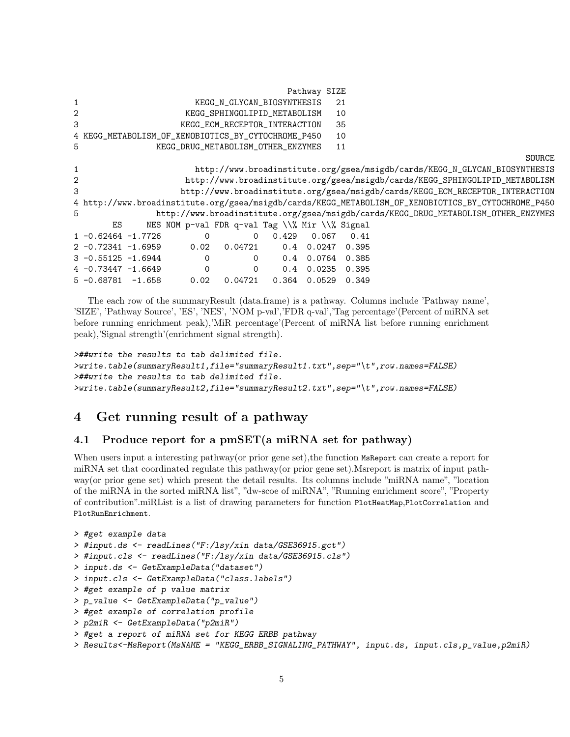```
                                              Pathway SIZE
1                         KEGG_N_GLYCAN_BIOSYNTHESIS   21
2                        KEGG_SPHINGOLIPID_METABOLISM   10
3                       KEGG_ECM_RECEPTOR_INTERACTION   35
4 KEGG_METABOLISM_OF_XENOBIOTICS_BY_CYTOCHROME_P450   10
5                 KEGG_DRUG_METABOLISM_OTHER_ENZYMES   11
                                                                                              SOURCE
1                         http://www.broadinstitute.org/gsea/msigdb/cards/KEGG_N_GLYCAN_BIOSYNTHESIS
2                        http://www.broadinstitute.org/gsea/msigdb/cards/KEGG_SPHINGOLIPID_METABOLISM
3                       http://www.broadinstitute.org/gsea/msigdb/cards/KEGG_ECM_RECEPTOR_INTERACTION
4 http://www.broadinstitute.org/gsea/msigdb/cards/KEGG_METABOLISM_OF_XENOBIOTICS_BY_CYTOCHROME_P450
5                 http://www.broadinstitute.org/gsea/msigdb/cards/KEGG_DRUG_METABOLISM_OTHER_ENZYMES
        ES      NES NOM p-val FDR q-val Tag \\% Mir \\% Signal
1 -0.62464 -1.7726          0         0   0.429   0.067   0.41
2 -0.72341 -1.6959       0.02   0.04721     0.4  0.0247  0.395
3 -0.55125 -1.6944          0         0     0.4  0.0764  0.385
4 -0.73447 -1.6649          0         0     0.4  0.0235  0.395
5 -0.68781  -1.658       0.02   0.04721   0.364  0.0529  0.349
```

The each row of the summaryResult (data.frame) is a pathway. Columns include 'Pathway name', 'SIZE', 'Pathway Source', 'ES', 'NES', 'NOM p-val','FDR q-val','Tag percentage'(Percent of miRNA set before running enrichment peak),'MiR percentage'(Percent of miRNA list before running enrichment peak),'Signal strength'(enrichment signal strength).

```
>##write the results to tab delimited file.
>write.table(summaryResult1,file="summaryResult1.txt",sep="\t",row.names=FALSE)
>##write the results to tab delimited file.
>write.table(summaryResult2,file="summaryResult2.txt",sep="\t",row.names=FALSE)
```

# 4 Get running result of a pathway

## 4.1 Produce report for a pmSET(a miRNA set for pathway)

When users input a interesting pathway(or prior gene set),the function `MsReport` can create a report for miRNA set that coordinated regulate this pathway(or prior gene set).Msreport is matrix of input pathway(or prior gene set) which present the detail results. Its columns include "miRNA name", "location of the miRNA in the sorted miRNA list", "dw-scoe of miRNA", "Running enrichment score", "Property of contribution".miRList is a list of drawing parameters for function `PlotHeatMap`,`PlotCorrelation` and `PlotRunEnrichment`.

```
> #get example data
> #input.ds <- readLines("F:/lsy/xin data/GSE36915.gct")
> #input.cls <- readLines("F:/lsy/xin data/GSE36915.cls")
> input.ds <- GetExampleData("dataset")
> input.cls <- GetExampleData("class.labels")
> #get example of p value matrix
> p_value <- GetExampleData("p_value")
> #get example of correlation profile
> p2miR <- GetExampleData("p2miR")
> #get a report of miRNA set for KEGG ERBB pathway
> Results<-MsReport(MsNAME = "KEGG_ERBB_SIGNALING_PATHWAY", input.ds, input.cls,p_value,p2miR)
```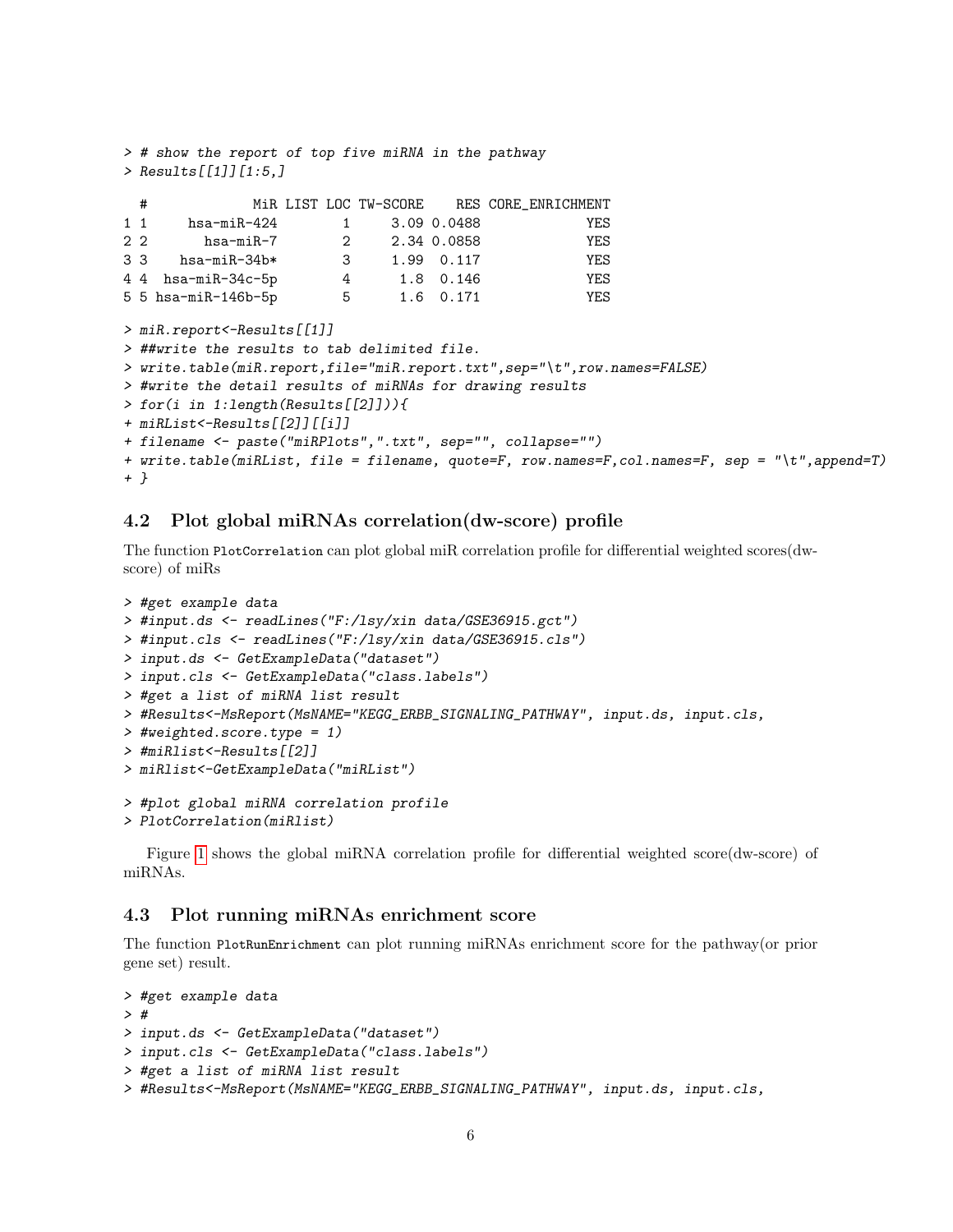```
> # show the report of top five miRNA in the pathway
> Results[[1]][1:5,]

  #            MiR LIST LOC TW-SCORE    RES CORE_ENRICHMENT
1 1      hsa-miR-424        1     3.09 0.0488             YES
2 2        hsa-miR-7        2     2.34 0.0858             YES
3 3     hsa-miR-34b*        3     1.99  0.117             YES
4 4   hsa-miR-34c-5p        4      1.8  0.146             YES
5 5  hsa-miR-146b-5p        5      1.6  0.171             YES

> miR.report<-Results[[1]]
> ##write the results to tab delimited file.
> write.table(miR.report,file="miR.report.txt",sep="\t",row.names=FALSE)
> #write the detail results of miRNAs for drawing results
> for(i in 1:length(Results[[2]])){
+ miRList<-Results[[2]][[i]]
+ filename <- paste("miRPlots",".txt", sep="", collapse="")
+ write.table(miRList, file = filename, quote=F, row.names=F,col.names=F, sep = "\t",append=T)
+ }
```

### 4.2 Plot global miRNAs correlation(dw-score) profile

The function `PlotCorrelation` can plot global miR correlation profile for differential weighted scores(dw-score) of miRs

```
> #get example data
> #input.ds <- readLines("F:/lsy/xin data/GSE36915.gct")
> #input.cls <- readLines("F:/lsy/xin data/GSE36915.cls")
> input.ds <- GetExampleData("dataset")
> input.cls <- GetExampleData("class.labels")
> #get a list of miRNA list result
> #Results<-MsReport(MsNAME="KEGG_ERBB_SIGNALING_PATHWAY", input.ds, input.cls,
> #weighted.score.type = 1)
> #miRlist<-Results[[2]]
> miRlist<-GetExampleData("miRList")

> #plot global miRNA correlation profile
> PlotCorrelation(miRlist)
```

Figure 1 shows the global miRNA correlation profile for differential weighted score(dw-score) of miRNAs.

### 4.3 Plot running miRNAs enrichment score

The function `PlotRunEnrichment` can plot running miRNAs enrichment score for the pathway(or prior gene set) result.

```
> #get example data
> #
> input.ds <- GetExampleData("dataset")
> input.cls <- GetExampleData("class.labels")
> #get a list of miRNA list result
> #Results<-MsReport(MsNAME="KEGG_ERBB_SIGNALING_PATHWAY", input.ds, input.cls,
```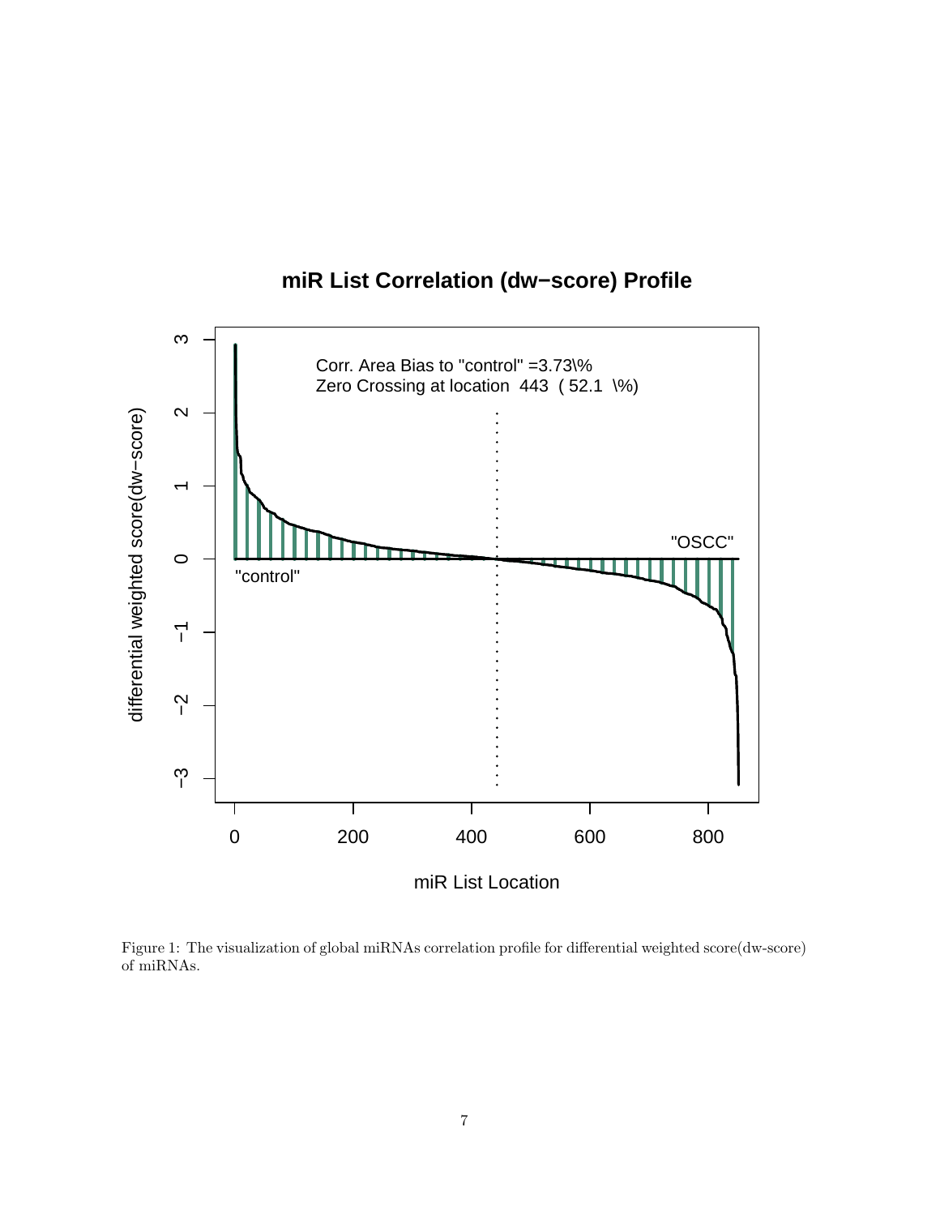Figure 1: The visualization of global miRNAs correlation profile for differential weighted score(dw-score) of miRNAs.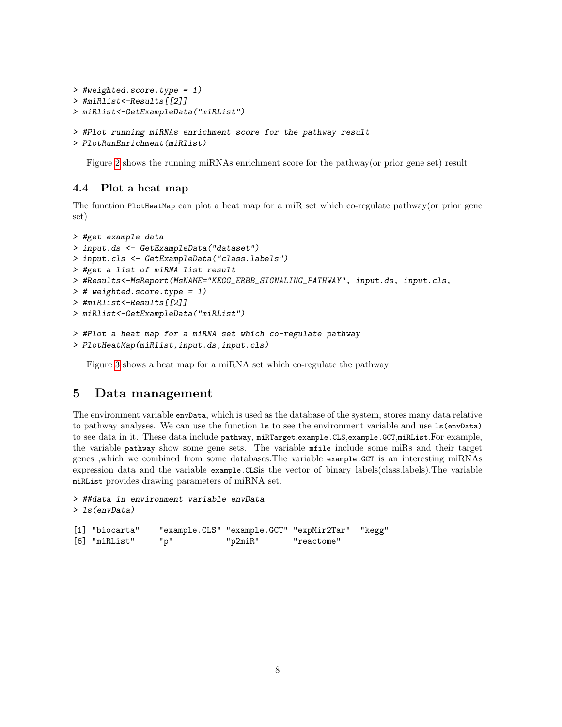```
> #weighted.score.type = 1)
> #miRlist<-Results[[2]]
> miRlist<-GetExampleData("miRList")

> #Plot running miRNAs enrichment score for the pathway result
> PlotRunEnrichment(miRlist)
```

Figure 2 shows the running miRNAs enrichment score for the pathway(or prior gene set) result

### 4.4 Plot a heat map

The function `PlotHeatMap` can plot a heat map for a miR set which co-regulate pathway(or prior gene set)

```
> #get example data
> input.ds <- GetExampleData("dataset")
> input.cls <- GetExampleData("class.labels")
> #get a list of miRNA list result
> #Results<-MsReport(MsNAME="KEGG_ERBB_SIGNALING_PATHWAY", input.ds, input.cls,
> # weighted.score.type = 1)
> #miRlist<-Results[[2]]
> miRlist<-GetExampleData("miRList")

> #Plot a heat map for a miRNA set which co-regulate pathway
> PlotHeatMap(miRlist,input.ds,input.cls)
```

Figure 3 shows a heat map for a miRNA set which co-regulate the pathway

## 5 Data management

The environment variable `envData`, which is used as the database of the system, stores many data relative to pathway analyses. We can use the function `ls` to see the environment variable and use `ls(envData)` to see data in it. These data include `pathway`, `miRTarget`,`example.CLS`,`example.GCT`,`miRList`.For example, the variable `pathway` show some gene sets. The variable `mfile` include some miRs and their target genes ,which we combined from some databases.The variable `example.GCT` is an interesting miRNAs expression data and the variable `example.CLS`is the vector of binary labels(class.labels).The variable `miRList` provides drawing parameters of miRNA set.

```
> ##data in environment variable envData
> ls(envData)

[1] "biocarta"    "example.CLS" "example.GCT" "expMir2Tar"  "kegg"
[6] "miRList"     "p"           "p2miR"       "reactome"
```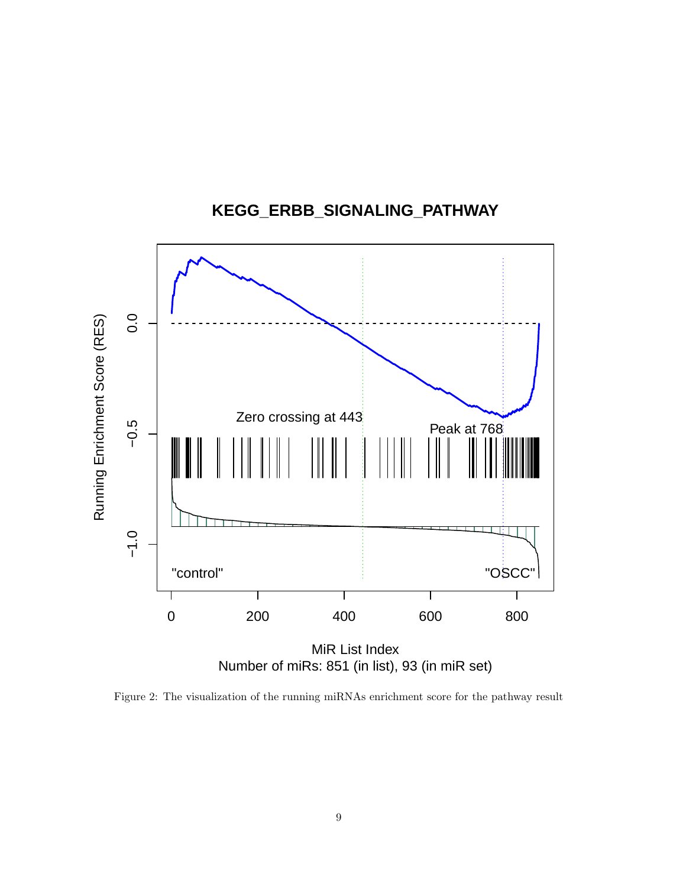Figure 2: The visualization of the running miRNAs enrichment score for the pathway result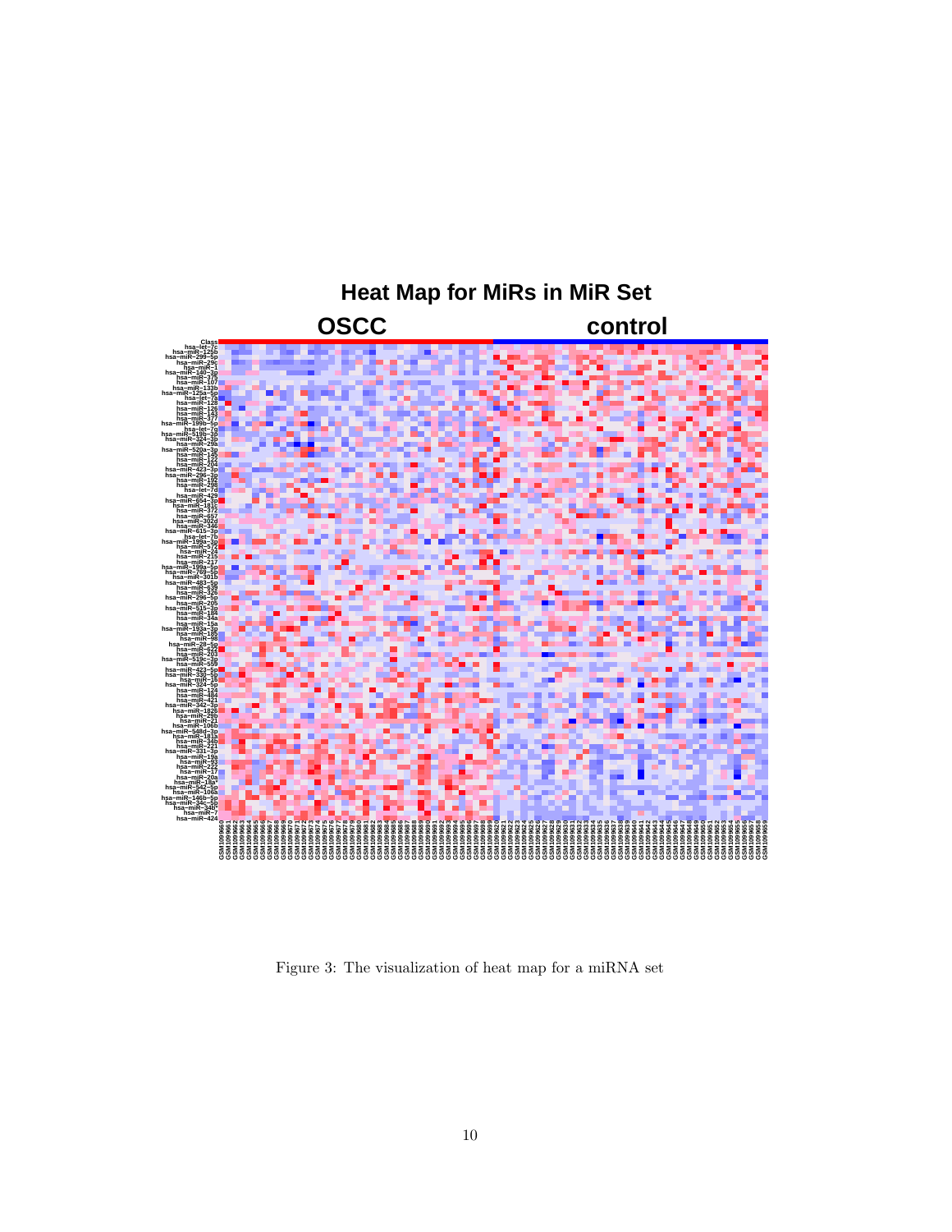Figure 3: The visualization of heat map for a miRNA set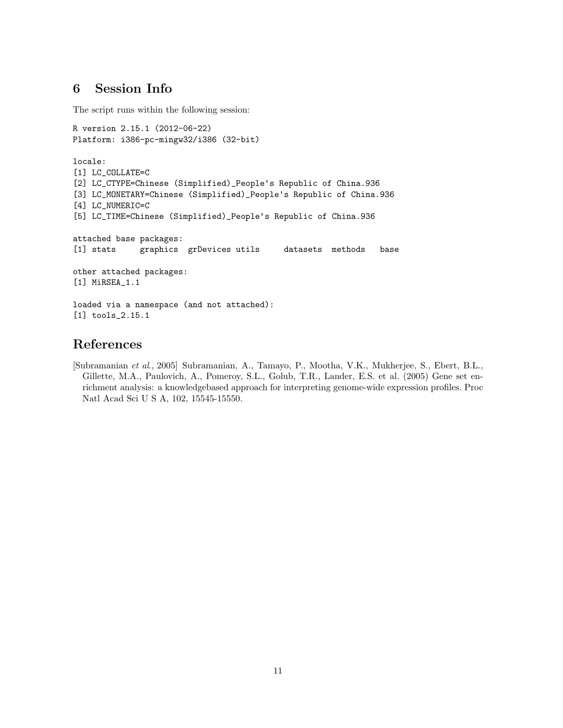## 6 Session Info

The script runs within the following session:

```
R version 2.15.1 (2012-06-22)
Platform: i386-pc-mingw32/i386 (32-bit)

locale:
[1] LC_COLLATE=C
[2] LC_CTYPE=Chinese (Simplified)_People's Republic of China.936
[3] LC_MONETARY=Chinese (Simplified)_People's Republic of China.936
[4] LC_NUMERIC=C
[5] LC_TIME=Chinese (Simplified)_People's Republic of China.936

attached base packages:
[1] stats     graphics  grDevices utils     datasets  methods   base

other attached packages:
[1] MiRSEA_1.1

loaded via a namespace (and not attached):
[1] tools_2.15.1
```

## References

[Subramanian *et al.*, 2005] Subramanian, A., Tamayo, P., Mootha, V.K., Mukherjee, S., Ebert, B.L., Gillette, M.A., Paulovich, A., Pomeroy, S.L., Golub, T.R., Lander, E.S. et al. (2005) Gene set enrichment analysis: a knowledgebased approach for interpreting genome-wide expression profiles. Proc Natl Acad Sci U S A, 102, 15545-15550.